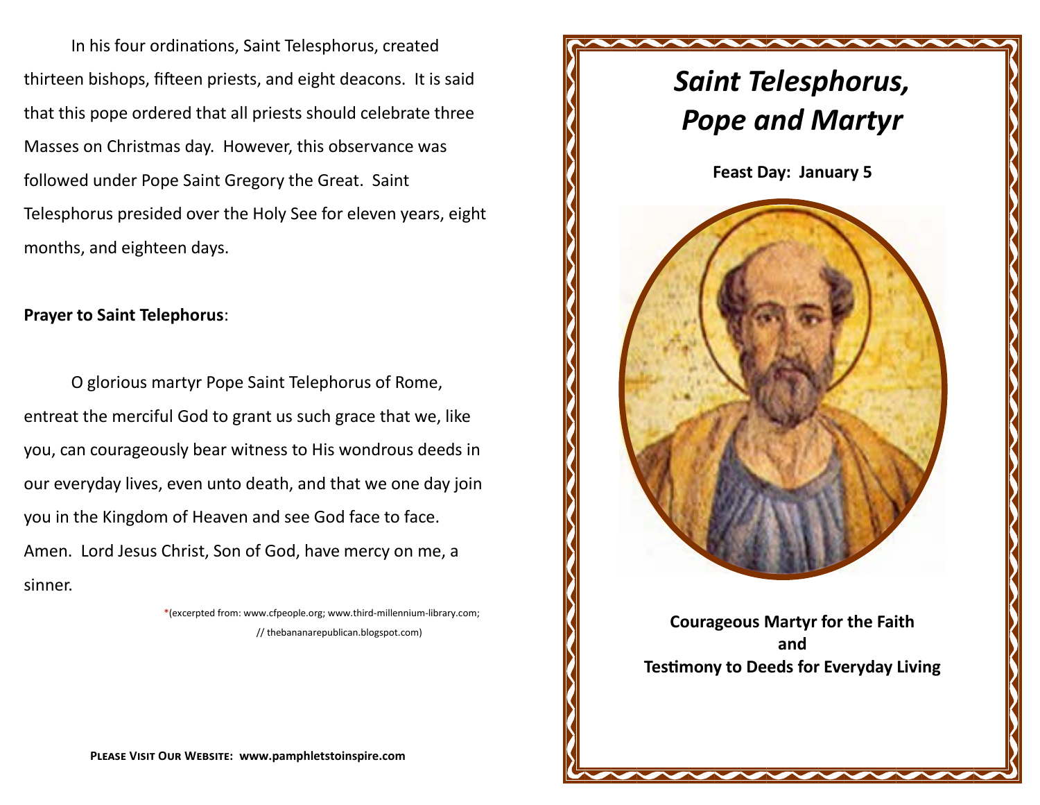In his four ordinations, Saint Telesphorus, created thirteen bishops, fifteen priests, and eight deacons. It is said that this pope ordered that all priests should celebrate three Masses on Christmas day. However, this observance was followed under Pope Saint Gregory the Great. Saint Telesphorus presided over the Holy See for eleven years, eight months, and eighteen days.

**Prayer to Saint Telephorus**:

O glorious martyr Pope Saint Telephorus of Rome, entreat the merciful God to grant us such grace that we, like you, can courageously bear witness to His wondrous deeds in our everyday lives, even unto death, and that we one day join you in the Kingdom of Heaven and see God face to face. Amen. Lord Jesus Christ, Son of God, have mercy on me, a sinner.

*(excerpted from: www.cfpeople.org; www.third-millennium-library.com; // thebananarepublican.blogspot.com)

**Please Visit Our Website: www.pamphletstoinspire.com**

# *Saint Telesphorus, Pope and Martyr*

**Feast Day: January 5**

**Courageous Martyr for the Faith and Testimony to Deeds for Everyday Living**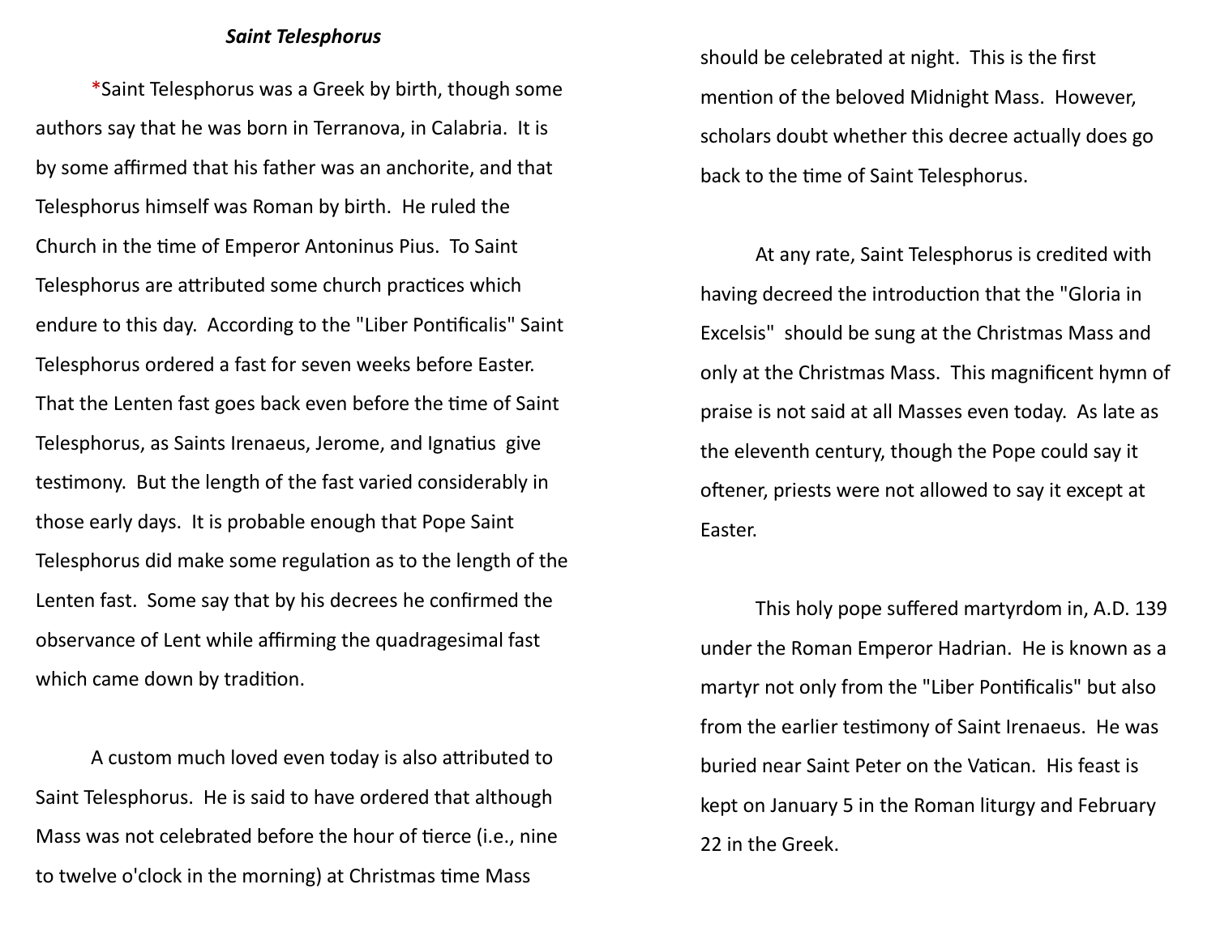### ***Saint Telesphorus***

*Saint Telesphorus was a Greek by birth, though some authors say that he was born in Terranova, in Calabria. It is by some affirmed that his father was an anchorite, and that Telesphorus himself was Roman by birth. He ruled the Church in the time of Emperor Antoninus Pius. To Saint Telesphorus are attributed some church practices which endure to this day. According to the "Liber Pontificalis" Saint Telesphorus ordered a fast for seven weeks before Easter. That the Lenten fast goes back even before the time of Saint Telesphorus, as Saints Irenaeus, Jerome, and Ignatius give testimony. But the length of the fast varied considerably in those early days. It is probable enough that Pope Saint Telesphorus did make some regulation as to the length of the Lenten fast. Some say that by his decrees he confirmed the observance of Lent while affirming the quadragesimal fast which came down by tradition.

A custom much loved even today is also attributed to Saint Telesphorus. He is said to have ordered that although Mass was not celebrated before the hour of tierce (i.e., nine to twelve o'clock in the morning) at Christmas time Mass should be celebrated at night. This is the first mention of the beloved Midnight Mass. However, scholars doubt whether this decree actually does go back to the time of Saint Telesphorus.

At any rate, Saint Telesphorus is credited with having decreed the introduction that the "Gloria in Excelsis" should be sung at the Christmas Mass and only at the Christmas Mass. This magnificent hymn of praise is not said at all Masses even today. As late as the eleventh century, though the Pope could say it oftener, priests were not allowed to say it except at Easter.

This holy pope suffered martyrdom in, A.D. 139 under the Roman Emperor Hadrian. He is known as a martyr not only from the "Liber Pontificalis" but also from the earlier testimony of Saint Irenaeus. He was buried near Saint Peter on the Vatican. His feast is kept on January 5 in the Roman liturgy and February 22 in the Greek.